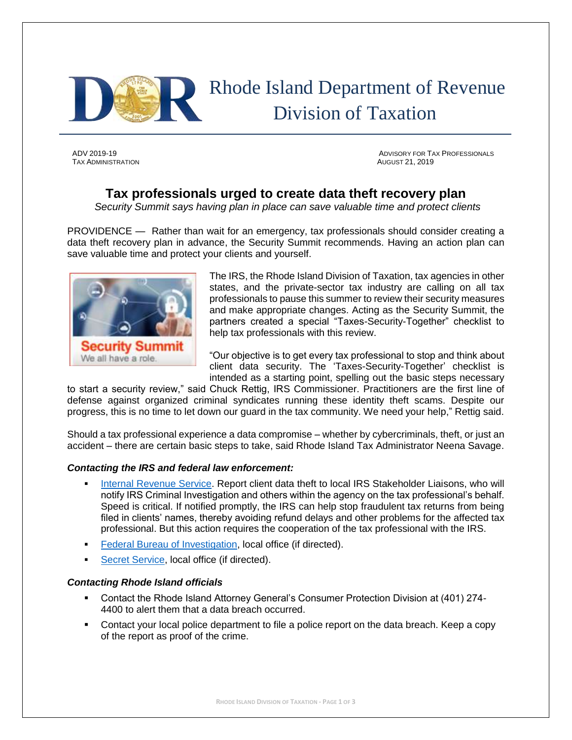# Rhode Island Department of Revenue
## Division of Taxation

ADV 2019-19
TAX ADMINISTRATION

ADVISORY FOR TAX PROFESSIONALS
AUGUST 21, 2019

## Tax professionals urged to create data theft recovery plan

*Security Summit says having plan in place can save valuable time and protect clients*

PROVIDENCE — Rather than wait for an emergency, tax professionals should consider creating a data theft recovery plan in advance, the Security Summit recommends. Having an action plan can save valuable time and protect your clients and yourself.

The IRS, the Rhode Island Division of Taxation, tax agencies in other states, and the private-sector tax industry are calling on all tax professionals to pause this summer to review their security measures and make appropriate changes. Acting as the Security Summit, the partners created a special "Taxes-Security-Together" checklist to help tax professionals with this review.

"Our objective is to get every tax professional to stop and think about client data security. The 'Taxes-Security-Together' checklist is intended as a starting point, spelling out the basic steps necessary to start a security review," said Chuck Rettig, IRS Commissioner. Practitioners are the first line of defense against organized criminal syndicates running these identity theft scams. Despite our progress, this is no time to let down our guard in the tax community. We need your help," Rettig said.

Should a tax professional experience a data compromise – whether by cybercriminals, theft, or just an accident – there are certain basic steps to take, said Rhode Island Tax Administrator Neena Savage.

### *Contacting the IRS and federal law enforcement:*

- Internal Revenue Service. Report client data theft to local IRS Stakeholder Liaisons, who will notify IRS Criminal Investigation and others within the agency on the tax professional's behalf. Speed is critical. If notified promptly, the IRS can help stop fraudulent tax returns from being filed in clients' names, thereby avoiding refund delays and other problems for the affected tax professional. But this action requires the cooperation of the tax professional with the IRS.
- Federal Bureau of Investigation, local office (if directed).
- Secret Service, local office (if directed).

### *Contacting Rhode Island officials*

- Contact the Rhode Island Attorney General's Consumer Protection Division at (401) 274-4400 to alert them that a data breach occurred.
- Contact your local police department to file a police report on the data breach. Keep a copy of the report as proof of the crime.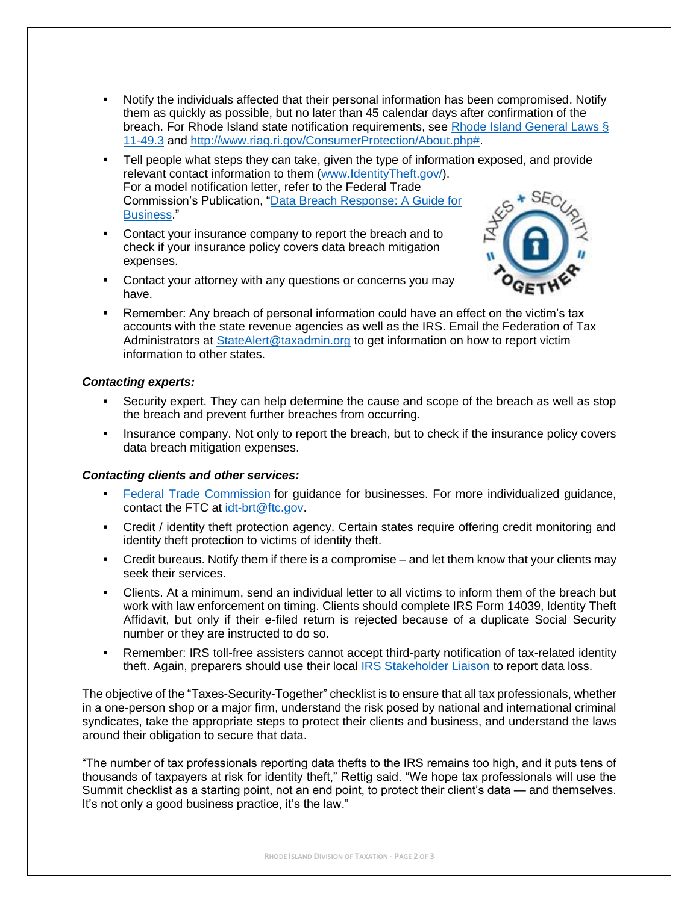- Notify the individuals affected that their personal information has been compromised. Notify them as quickly as possible, but no later than 45 calendar days after confirmation of the breach. For Rhode Island state notification requirements, see Rhode Island General Laws § 11-49.3 and http://www.riag.ri.gov/ConsumerProtection/About.php#.
- Tell people what steps they can take, given the type of information exposed, and provide relevant contact information to them (www.IdentityTheft.gov/). For a model notification letter, refer to the Federal Trade Commission's Publication, "Data Breach Response: A Guide for Business."
- Contact your insurance company to report the breach and to check if your insurance policy covers data breach mitigation expenses.
- Contact your attorney with any questions or concerns you may have.
- Remember: Any breach of personal information could have an effect on the victim's tax accounts with the state revenue agencies as well as the IRS. Email the Federation of Tax Administrators at StateAlert@taxadmin.org to get information on how to report victim information to other states.

***Contacting experts:***

- Security expert. They can help determine the cause and scope of the breach as well as stop the breach and prevent further breaches from occurring.
- Insurance company. Not only to report the breach, but to check if the insurance policy covers data breach mitigation expenses.

***Contacting clients and other services:***

- Federal Trade Commission for guidance for businesses. For more individualized guidance, contact the FTC at idt-brt@ftc.gov.
- Credit / identity theft protection agency. Certain states require offering credit monitoring and identity theft protection to victims of identity theft.
- Credit bureaus. Notify them if there is a compromise – and let them know that your clients may seek their services.
- Clients. At a minimum, send an individual letter to all victims to inform them of the breach but work with law enforcement on timing. Clients should complete IRS Form 14039, Identity Theft Affidavit, but only if their e-filed return is rejected because of a duplicate Social Security number or they are instructed to do so.
- Remember: IRS toll-free assisters cannot accept third-party notification of tax-related identity theft. Again, preparers should use their local IRS Stakeholder Liaison to report data loss.

The objective of the "Taxes-Security-Together" checklist is to ensure that all tax professionals, whether in a one-person shop or a major firm, understand the risk posed by national and international criminal syndicates, take the appropriate steps to protect their clients and business, and understand the laws around their obligation to secure that data.

"The number of tax professionals reporting data thefts to the IRS remains too high, and it puts tens of thousands of taxpayers at risk for identity theft," Rettig said. "We hope tax professionals will use the Summit checklist as a starting point, not an end point, to protect their client's data — and themselves. It's not only a good business practice, it's the law."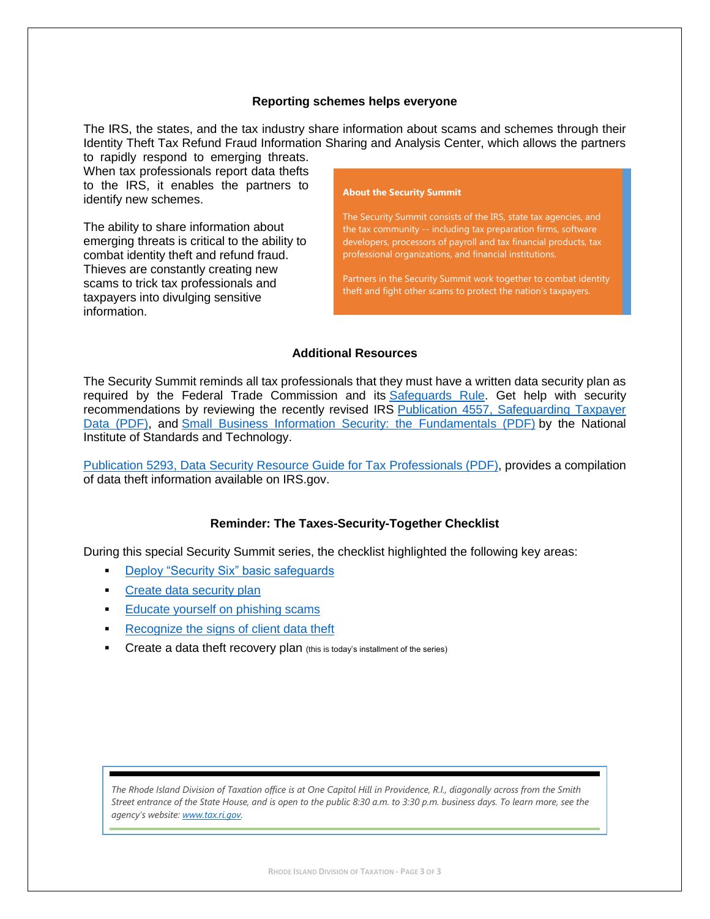### Reporting schemes helps everyone

The IRS, the states, and the tax industry share information about scams and schemes through their Identity Theft Tax Refund Fraud Information Sharing and Analysis Center, which allows the partners to rapidly respond to emerging threats. When tax professionals report data thefts to the IRS, it enables the partners to identify new schemes.

The ability to share information about emerging threats is critical to the ability to combat identity theft and refund fraud. Thieves are constantly creating new scams to trick tax professionals and taxpayers into divulging sensitive information.

> **About the Security Summit**
>
> The Security Summit consists of the IRS, state tax agencies, and the tax community -- including tax preparation firms, software developers, processors of payroll and tax financial products, tax professional organizations, and financial institutions.
>
> Partners in the Security Summit work together to combat identity theft and fight other scams to protect the nation's taxpayers.

### Additional Resources

The Security Summit reminds all tax professionals that they must have a written data security plan as required by the Federal Trade Commission and its Safeguards Rule. Get help with security recommendations by reviewing the recently revised IRS Publication 4557, Safeguarding Taxpayer Data (PDF), and Small Business Information Security: the Fundamentals (PDF) by the National Institute of Standards and Technology.

Publication 5293, Data Security Resource Guide for Tax Professionals (PDF), provides a compilation of data theft information available on IRS.gov.

### Reminder: The Taxes-Security-Together Checklist

During this special Security Summit series, the checklist highlighted the following key areas:

- Deploy "Security Six" basic safeguards
- Create data security plan
- Educate yourself on phishing scams
- Recognize the signs of client data theft
- Create a data theft recovery plan (this is today's installment of the series)

*The Rhode Island Division of Taxation office is at One Capitol Hill in Providence, R.I., diagonally across from the Smith Street entrance of the State House, and is open to the public 8:30 a.m. to 3:30 p.m. business days. To learn more, see the agency's website: www.tax.ri.gov.*